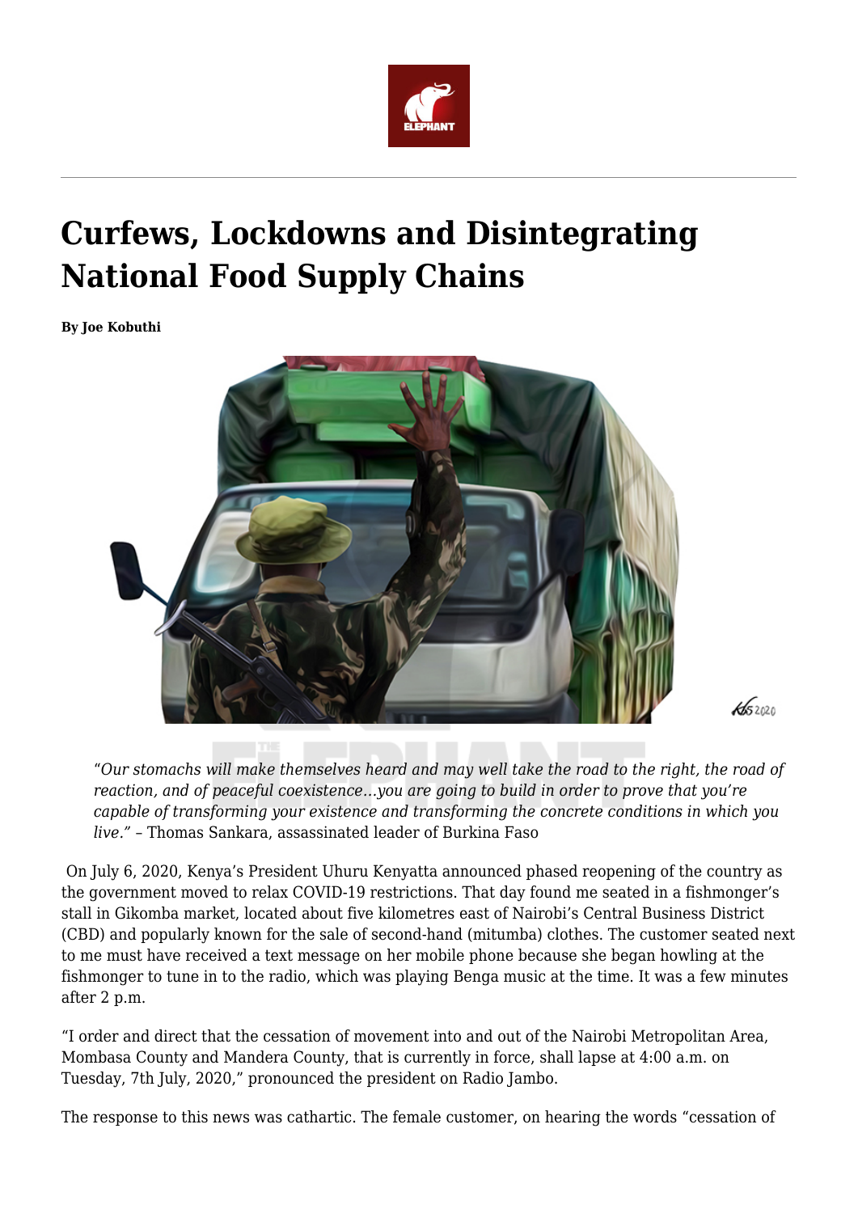# Curfews, Lockdowns and Disintegrating National Food Supply Chains

**By Joe Kobuthi**

> "*Our stomachs will make themselves heard and may well take the road to the right, the road of reaction, and of peaceful coexistence…you are going to build in order to prove that you're capable of transforming your existence and transforming the concrete conditions in which you live.*" – Thomas Sankara, assassinated leader of Burkina Faso

On July 6, 2020, Kenya's President Uhuru Kenyatta announced phased reopening of the country as the government moved to relax COVID-19 restrictions. That day found me seated in a fishmonger's stall in Gikomba market, located about five kilometres east of Nairobi's Central Business District (CBD) and popularly known for the sale of second-hand (mitumba) clothes. The customer seated next to me must have received a text message on her mobile phone because she began howling at the fishmonger to tune in to the radio, which was playing Benga music at the time. It was a few minutes after 2 p.m.

"I order and direct that the cessation of movement into and out of the Nairobi Metropolitan Area, Mombasa County and Mandera County, that is currently in force, shall lapse at 4:00 a.m. on Tuesday, 7th July, 2020," pronounced the president on Radio Jambo.

The response to this news was cathartic. The female customer, on hearing the words "cessation of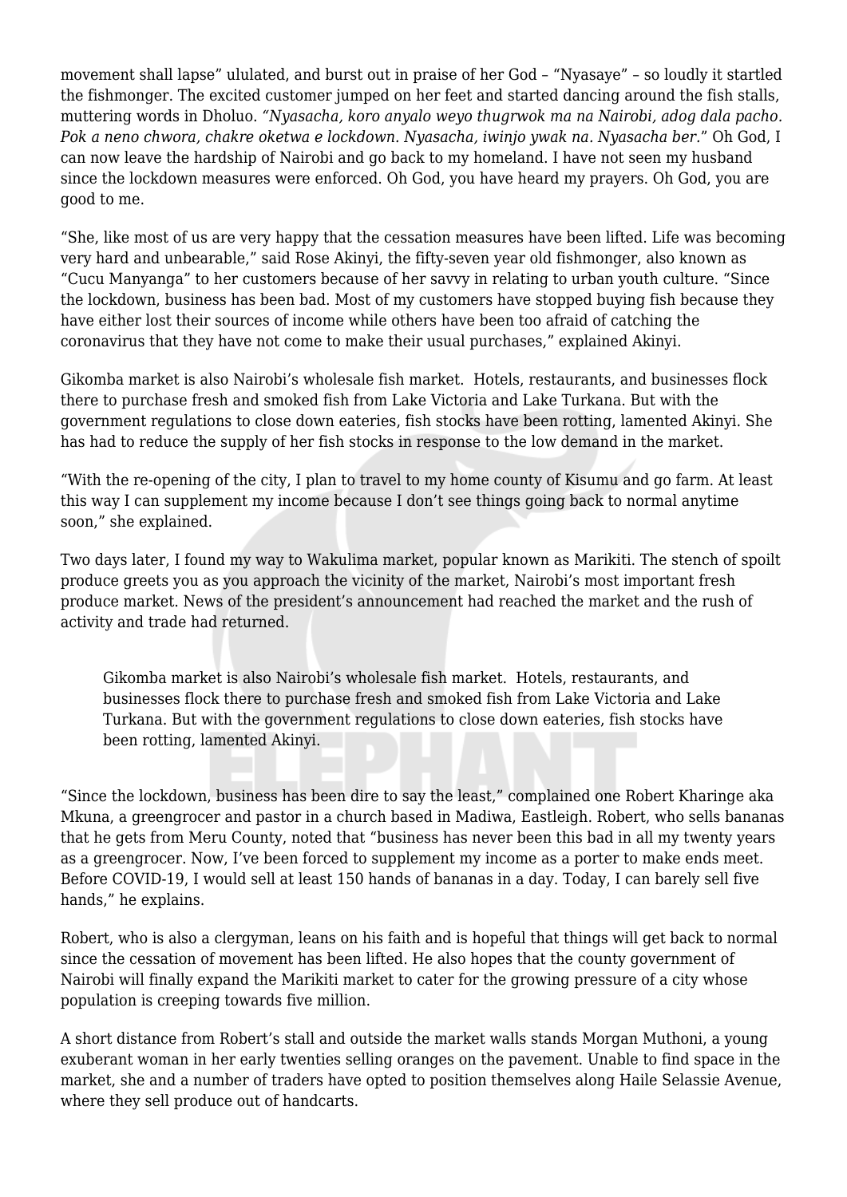movement shall lapse" ululated, and burst out in praise of her God – "Nyasaye" – so loudly it startled the fishmonger. The excited customer jumped on her feet and started dancing around the fish stalls, muttering words in Dholuo. *"Nyasacha, koro anyalo weyo thugrwok ma na Nairobi, adog dala pacho. Pok a neno chwora, chakre oketwa e lockdown. Nyasacha, iwinjo ywak na. Nyasacha ber."* Oh God, I can now leave the hardship of Nairobi and go back to my homeland. I have not seen my husband since the lockdown measures were enforced. Oh God, you have heard my prayers. Oh God, you are good to me.

"She, like most of us are very happy that the cessation measures have been lifted. Life was becoming very hard and unbearable," said Rose Akinyi, the fifty-seven year old fishmonger, also known as "Cucu Manyanga" to her customers because of her savvy in relating to urban youth culture. "Since the lockdown, business has been bad. Most of my customers have stopped buying fish because they have either lost their sources of income while others have been too afraid of catching the coronavirus that they have not come to make their usual purchases," explained Akinyi.

Gikomba market is also Nairobi's wholesale fish market. Hotels, restaurants, and businesses flock there to purchase fresh and smoked fish from Lake Victoria and Lake Turkana. But with the government regulations to close down eateries, fish stocks have been rotting, lamented Akinyi. She has had to reduce the supply of her fish stocks in response to the low demand in the market.

"With the re-opening of the city, I plan to travel to my home county of Kisumu and go farm. At least this way I can supplement my income because I don't see things going back to normal anytime soon," she explained.

Two days later, I found my way to Wakulima market, popular known as Marikiti. The stench of spoilt produce greets you as you approach the vicinity of the market, Nairobi's most important fresh produce market. News of the president's announcement had reached the market and the rush of activity and trade had returned.

> Gikomba market is also Nairobi's wholesale fish market. Hotels, restaurants, and businesses flock there to purchase fresh and smoked fish from Lake Victoria and Lake Turkana. But with the government regulations to close down eateries, fish stocks have been rotting, lamented Akinyi.

"Since the lockdown, business has been dire to say the least," complained one Robert Kharinge aka Mkuna, a greengrocer and pastor in a church based in Madiwa, Eastleigh. Robert, who sells bananas that he gets from Meru County, noted that "business has never been this bad in all my twenty years as a greengrocer. Now, I've been forced to supplement my income as a porter to make ends meet. Before COVID-19, I would sell at least 150 hands of bananas in a day. Today, I can barely sell five hands," he explains.

Robert, who is also a clergyman, leans on his faith and is hopeful that things will get back to normal since the cessation of movement has been lifted. He also hopes that the county government of Nairobi will finally expand the Marikiti market to cater for the growing pressure of a city whose population is creeping towards five million.

A short distance from Robert's stall and outside the market walls stands Morgan Muthoni, a young exuberant woman in her early twenties selling oranges on the pavement. Unable to find space in the market, she and a number of traders have opted to position themselves along Haile Selassie Avenue, where they sell produce out of handcarts.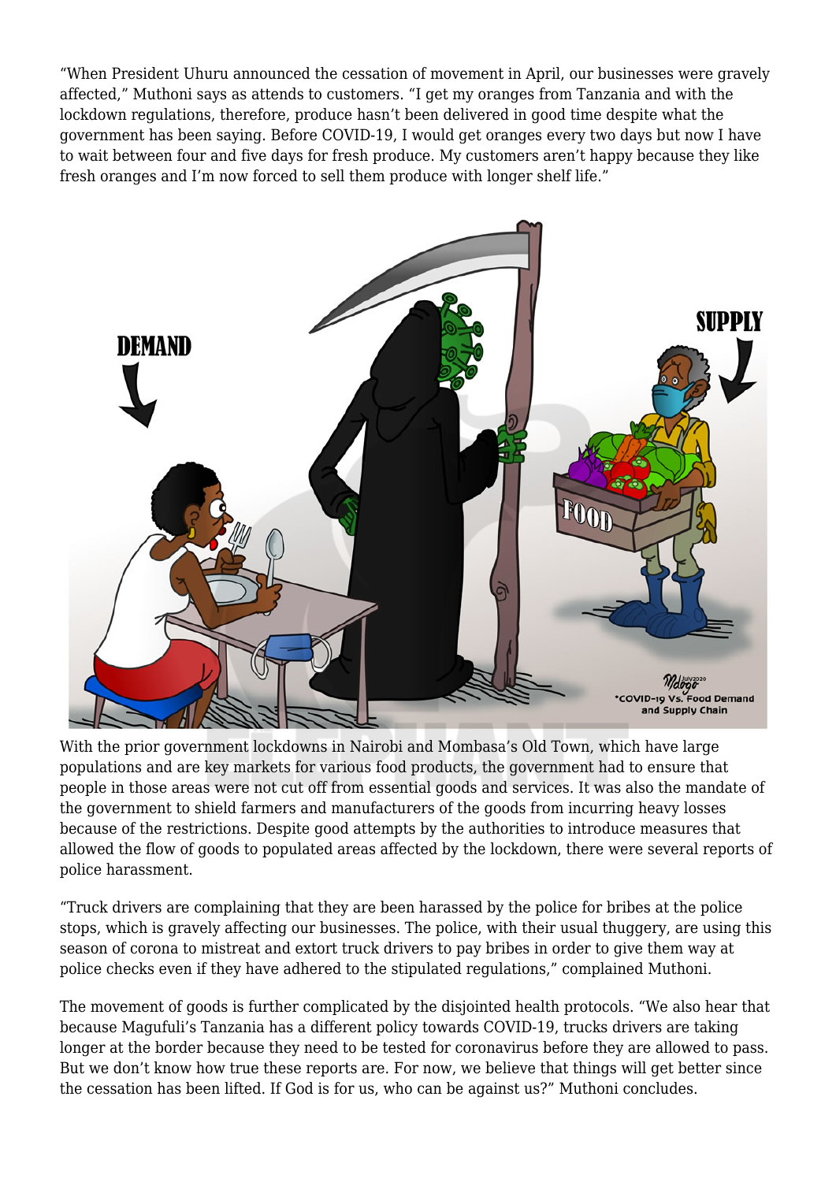"When President Uhuru announced the cessation of movement in April, our businesses were gravely affected," Muthoni says as attends to customers. "I get my oranges from Tanzania and with the lockdown regulations, therefore, produce hasn't been delivered in good time despite what the government has been saying. Before COVID-19, I would get oranges every two days but now I have to wait between four and five days for fresh produce. My customers aren't happy because they like fresh oranges and I'm now forced to sell them produce with longer shelf life."

With the prior government lockdowns in Nairobi and Mombasa's Old Town, which have large populations and are key markets for various food products, the government had to ensure that people in those areas were not cut off from essential goods and services. It was also the mandate of the government to shield farmers and manufacturers of the goods from incurring heavy losses because of the restrictions. Despite good attempts by the authorities to introduce measures that allowed the flow of goods to populated areas affected by the lockdown, there were several reports of police harassment.

"Truck drivers are complaining that they are been harassed by the police for bribes at the police stops, which is gravely affecting our businesses. The police, with their usual thuggery, are using this season of corona to mistreat and extort truck drivers to pay bribes in order to give them way at police checks even if they have adhered to the stipulated regulations," complained Muthoni.

The movement of goods is further complicated by the disjointed health protocols. "We also hear that because Magufuli's Tanzania has a different policy towards COVID-19, trucks drivers are taking longer at the border because they need to be tested for coronavirus before they are allowed to pass. But we don't know how true these reports are. For now, we believe that things will get better since the cessation has been lifted. If God is for us, who can be against us?" Muthoni concludes.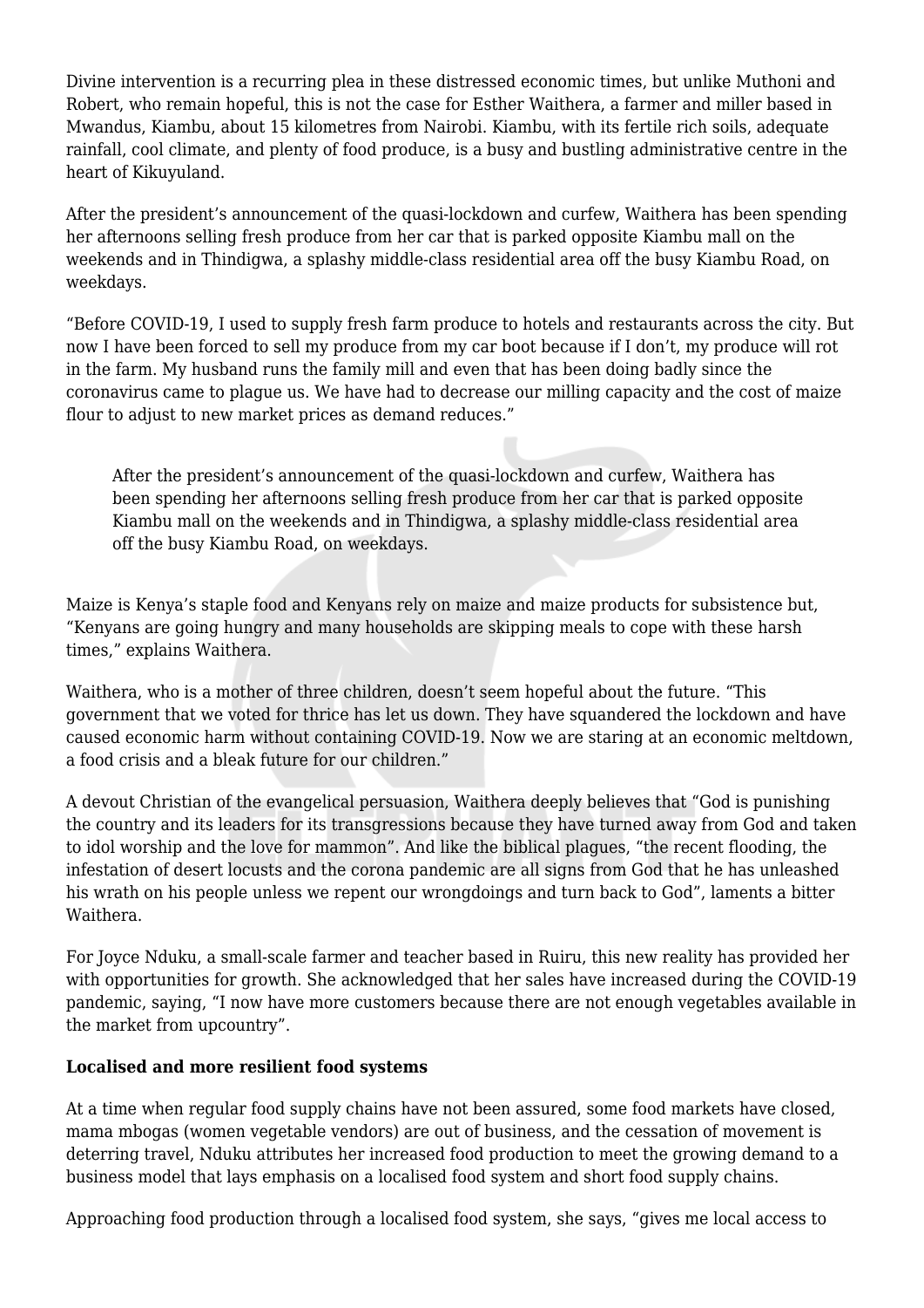Divine intervention is a recurring plea in these distressed economic times, but unlike Muthoni and Robert, who remain hopeful, this is not the case for Esther Waithera, a farmer and miller based in Mwandus, Kiambu, about 15 kilometres from Nairobi. Kiambu, with its fertile rich soils, adequate rainfall, cool climate, and plenty of food produce, is a busy and bustling administrative centre in the heart of Kikuyuland.

After the president's announcement of the quasi-lockdown and curfew, Waithera has been spending her afternoons selling fresh produce from her car that is parked opposite Kiambu mall on the weekends and in Thindigwa, a splashy middle-class residential area off the busy Kiambu Road, on weekdays.

"Before COVID-19, I used to supply fresh farm produce to hotels and restaurants across the city. But now I have been forced to sell my produce from my car boot because if I don't, my produce will rot in the farm. My husband runs the family mill and even that has been doing badly since the coronavirus came to plague us. We have had to decrease our milling capacity and the cost of maize flour to adjust to new market prices as demand reduces."

> After the president's announcement of the quasi-lockdown and curfew, Waithera has been spending her afternoons selling fresh produce from her car that is parked opposite Kiambu mall on the weekends and in Thindigwa, a splashy middle-class residential area off the busy Kiambu Road, on weekdays.

Maize is Kenya's staple food and Kenyans rely on maize and maize products for subsistence but, "Kenyans are going hungry and many households are skipping meals to cope with these harsh times," explains Waithera.

Waithera, who is a mother of three children, doesn't seem hopeful about the future. "This government that we voted for thrice has let us down. They have squandered the lockdown and have caused economic harm without containing COVID-19. Now we are staring at an economic meltdown, a food crisis and a bleak future for our children."

A devout Christian of the evangelical persuasion, Waithera deeply believes that "God is punishing the country and its leaders for its transgressions because they have turned away from God and taken to idol worship and the love for mammon". And like the biblical plagues, "the recent flooding, the infestation of desert locusts and the corona pandemic are all signs from God that he has unleashed his wrath on his people unless we repent our wrongdoings and turn back to God", laments a bitter Waithera.

For Joyce Nduku, a small-scale farmer and teacher based in Ruiru, this new reality has provided her with opportunities for growth. She acknowledged that her sales have increased during the COVID-19 pandemic, saying, "I now have more customers because there are not enough vegetables available in the market from upcountry".

**Localised and more resilient food systems**

At a time when regular food supply chains have not been assured, some food markets have closed, mama mbogas (women vegetable vendors) are out of business, and the cessation of movement is deterring travel, Nduku attributes her increased food production to meet the growing demand to a business model that lays emphasis on a localised food system and short food supply chains.

Approaching food production through a localised food system, she says, "gives me local access to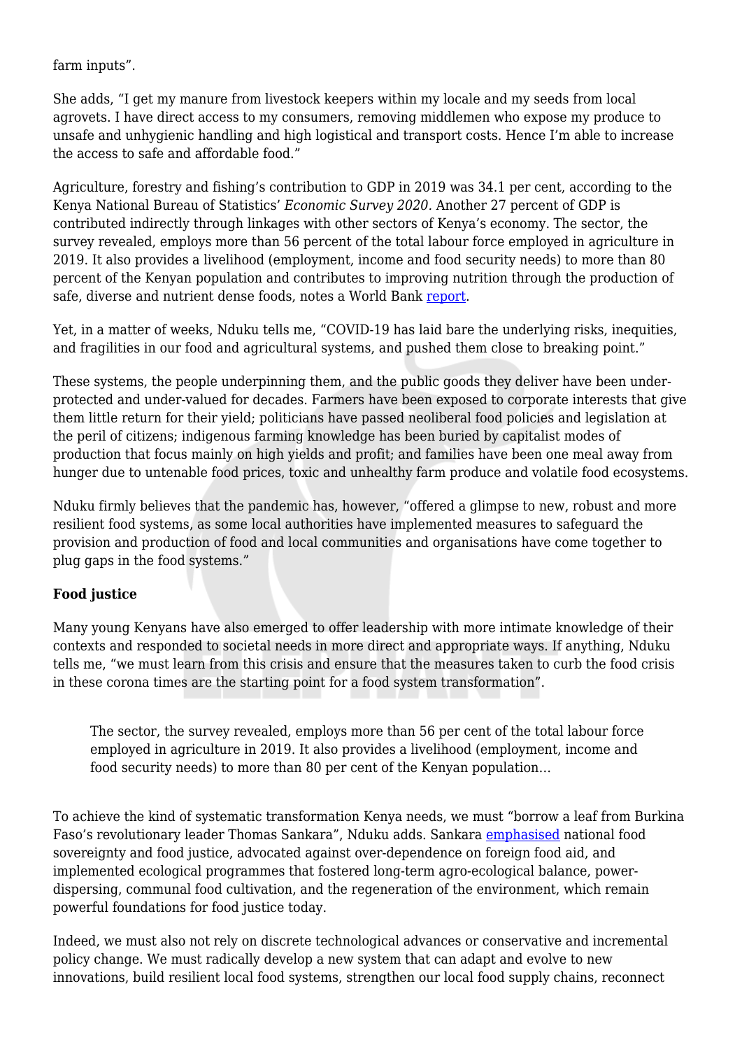farm inputs".

She adds, "I get my manure from livestock keepers within my locale and my seeds from local agrovets. I have direct access to my consumers, removing middlemen who expose my produce to unsafe and unhygienic handling and high logistical and transport costs. Hence I'm able to increase the access to safe and affordable food."

Agriculture, forestry and fishing's contribution to GDP in 2019 was 34.1 per cent, according to the Kenya National Bureau of Statistics' *Economic Survey 2020*. Another 27 percent of GDP is contributed indirectly through linkages with other sectors of Kenya's economy. The sector, the survey revealed, employs more than 56 percent of the total labour force employed in agriculture in 2019. It also provides a livelihood (employment, income and food security needs) to more than 80 percent of the Kenyan population and contributes to improving nutrition through the production of safe, diverse and nutrient dense foods, notes a World Bank report.

Yet, in a matter of weeks, Nduku tells me, "COVID-19 has laid bare the underlying risks, inequities, and fragilities in our food and agricultural systems, and pushed them close to breaking point."

These systems, the people underpinning them, and the public goods they deliver have been under-protected and under-valued for decades. Farmers have been exposed to corporate interests that give them little return for their yield; politicians have passed neoliberal food policies and legislation at the peril of citizens; indigenous farming knowledge has been buried by capitalist modes of production that focus mainly on high yields and profit; and families have been one meal away from hunger due to untenable food prices, toxic and unhealthy farm produce and volatile food ecosystems.

Nduku firmly believes that the pandemic has, however, "offered a glimpse to new, robust and more resilient food systems, as some local authorities have implemented measures to safeguard the provision and production of food and local communities and organisations have come together to plug gaps in the food systems."

**Food justice**

Many young Kenyans have also emerged to offer leadership with more intimate knowledge of their contexts and responded to societal needs in more direct and appropriate ways. If anything, Nduku tells me, "we must learn from this crisis and ensure that the measures taken to curb the food crisis in these corona times are the starting point for a food system transformation".

> The sector, the survey revealed, employs more than 56 per cent of the total labour force employed in agriculture in 2019. It also provides a livelihood (employment, income and food security needs) to more than 80 per cent of the Kenyan population…

To achieve the kind of systematic transformation Kenya needs, we must "borrow a leaf from Burkina Faso's revolutionary leader Thomas Sankara", Nduku adds. Sankara emphasised national food sovereignty and food justice, advocated against over-dependence on foreign food aid, and implemented ecological programmes that fostered long-term agro-ecological balance, power-dispersing, communal food cultivation, and the regeneration of the environment, which remain powerful foundations for food justice today.

Indeed, we must also not rely on discrete technological advances or conservative and incremental policy change. We must radically develop a new system that can adapt and evolve to new innovations, build resilient local food systems, strengthen our local food supply chains, reconnect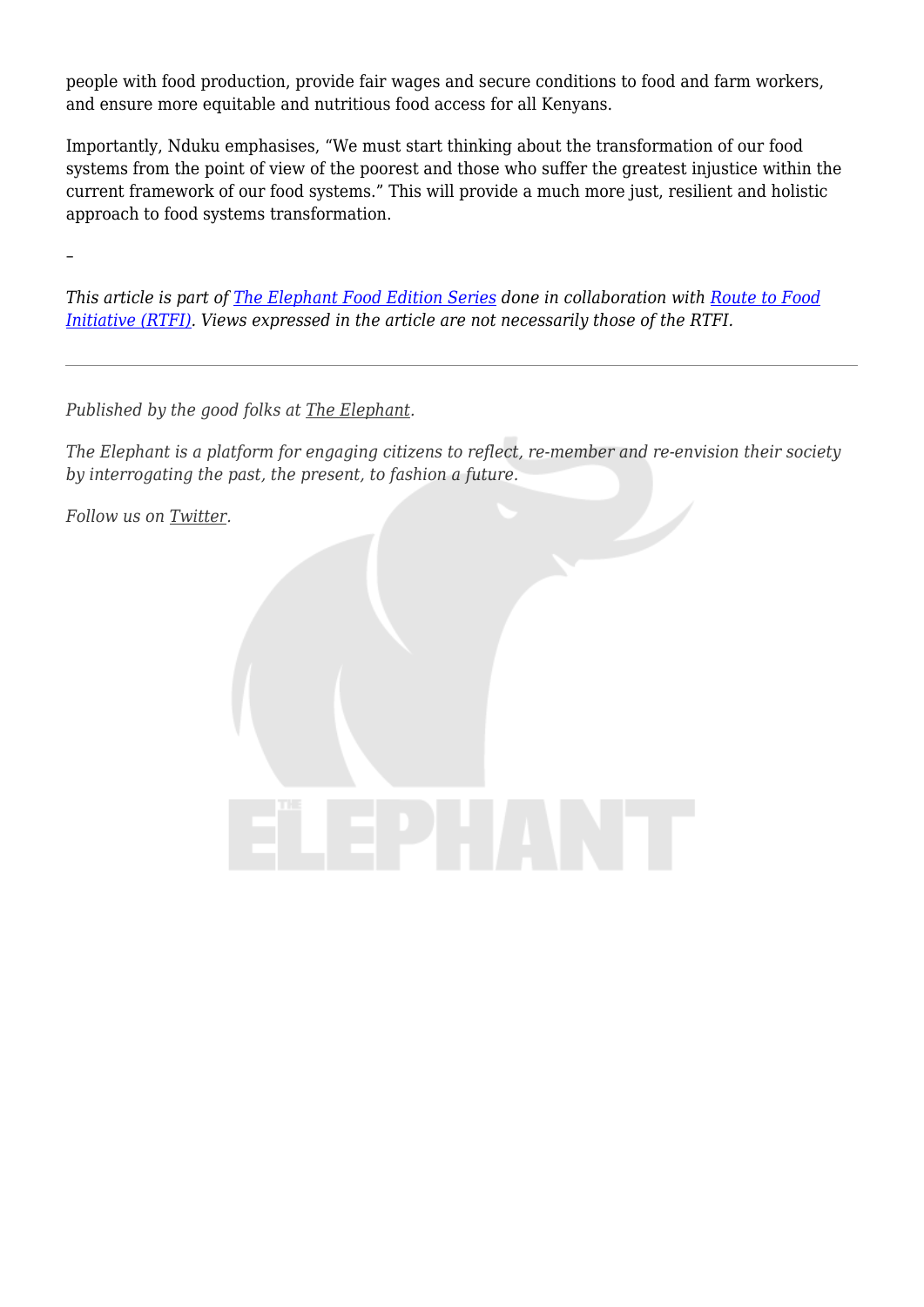people with food production, provide fair wages and secure conditions to food and farm workers, and ensure more equitable and nutritious food access for all Kenyans.

Importantly, Nduku emphasises, "We must start thinking about the transformation of our food systems from the point of view of the poorest and those who suffer the greatest injustice within the current framework of our food systems." This will provide a much more just, resilient and holistic approach to food systems transformation.

–

*This article is part of The Elephant Food Edition Series done in collaboration with Route to Food Initiative (RTFI). Views expressed in the article are not necessarily those of the RTFI.*

---

*Published by the good folks at The Elephant.*

*The Elephant is a platform for engaging citizens to reflect, re-member and re-envision their society by interrogating the past, the present, to fashion a future.*

*Follow us on Twitter.*